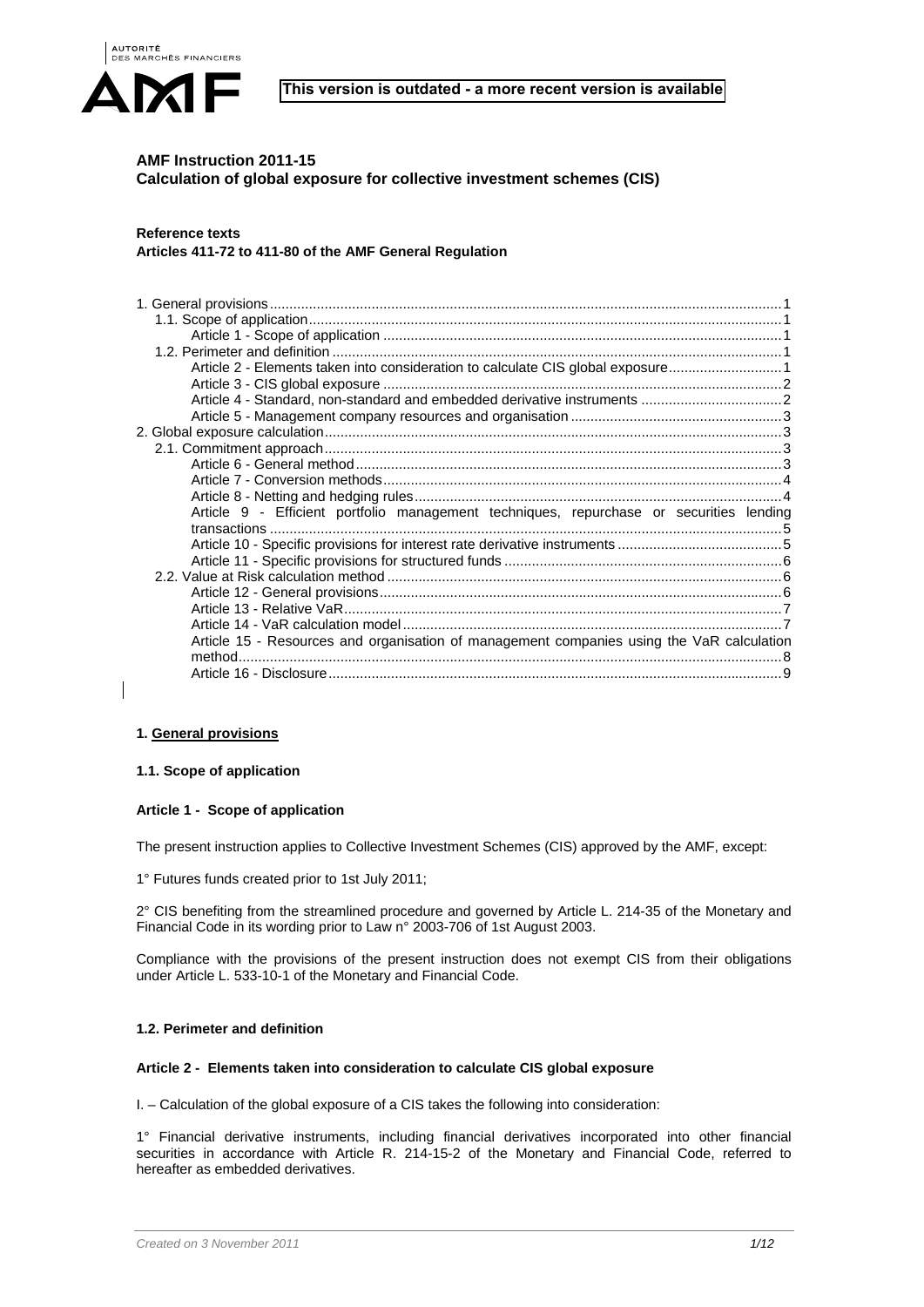**This version is outdated - a more recent version is available**

# AMF Instruction 2011-15
## Calculation of global exposure for collective investment schemes (CIS)

**Reference texts**
**Articles 411-72 to 411-80 of the AMF General Regulation**

1. General provisions ..... 1
  1.1. Scope of application ..... 1
    Article 1 - Scope of application ..... 1
  1.2. Perimeter and definition ..... 1
    Article 2 - Elements taken into consideration to calculate CIS global exposure ..... 1
    Article 3 - CIS global exposure ..... 2
    Article 4 - Standard, non-standard and embedded derivative instruments ..... 2
    Article 5 - Management company resources and organisation ..... 3
2. Global exposure calculation ..... 3
  2.1. Commitment approach ..... 3
    Article 6 - General method ..... 3
    Article 7 - Conversion methods ..... 4
    Article 8 - Netting and hedging rules ..... 4
    Article 9 - Efficient portfolio management techniques, repurchase or securities lending transactions ..... 5
    Article 10 - Specific provisions for interest rate derivative instruments ..... 5
    Article 11 - Specific provisions for structured funds ..... 6
  2.2. Value at Risk calculation method ..... 6
    Article 12 - General provisions ..... 6
    Article 13 - Relative VaR ..... 7
    Article 14 - VaR calculation model ..... 7
    Article 15 - Resources and organisation of management companies using the VaR calculation method ..... 8
    Article 16 - Disclosure ..... 9

## 1. General provisions

### 1.1. Scope of application

#### Article 1 - Scope of application

The present instruction applies to Collective Investment Schemes (CIS) approved by the AMF, except:

1° Futures funds created prior to 1st July 2011;

2° CIS benefiting from the streamlined procedure and governed by Article L. 214-35 of the Monetary and Financial Code in its wording prior to Law n° 2003-706 of 1st August 2003.

Compliance with the provisions of the present instruction does not exempt CIS from their obligations under Article L. 533-10-1 of the Monetary and Financial Code.

### 1.2. Perimeter and definition

#### Article 2 - Elements taken into consideration to calculate CIS global exposure

I. – Calculation of the global exposure of a CIS takes the following into consideration:

1° Financial derivative instruments, including financial derivatives incorporated into other financial securities in accordance with Article R. 214-15-2 of the Monetary and Financial Code, referred to hereafter as embedded derivatives.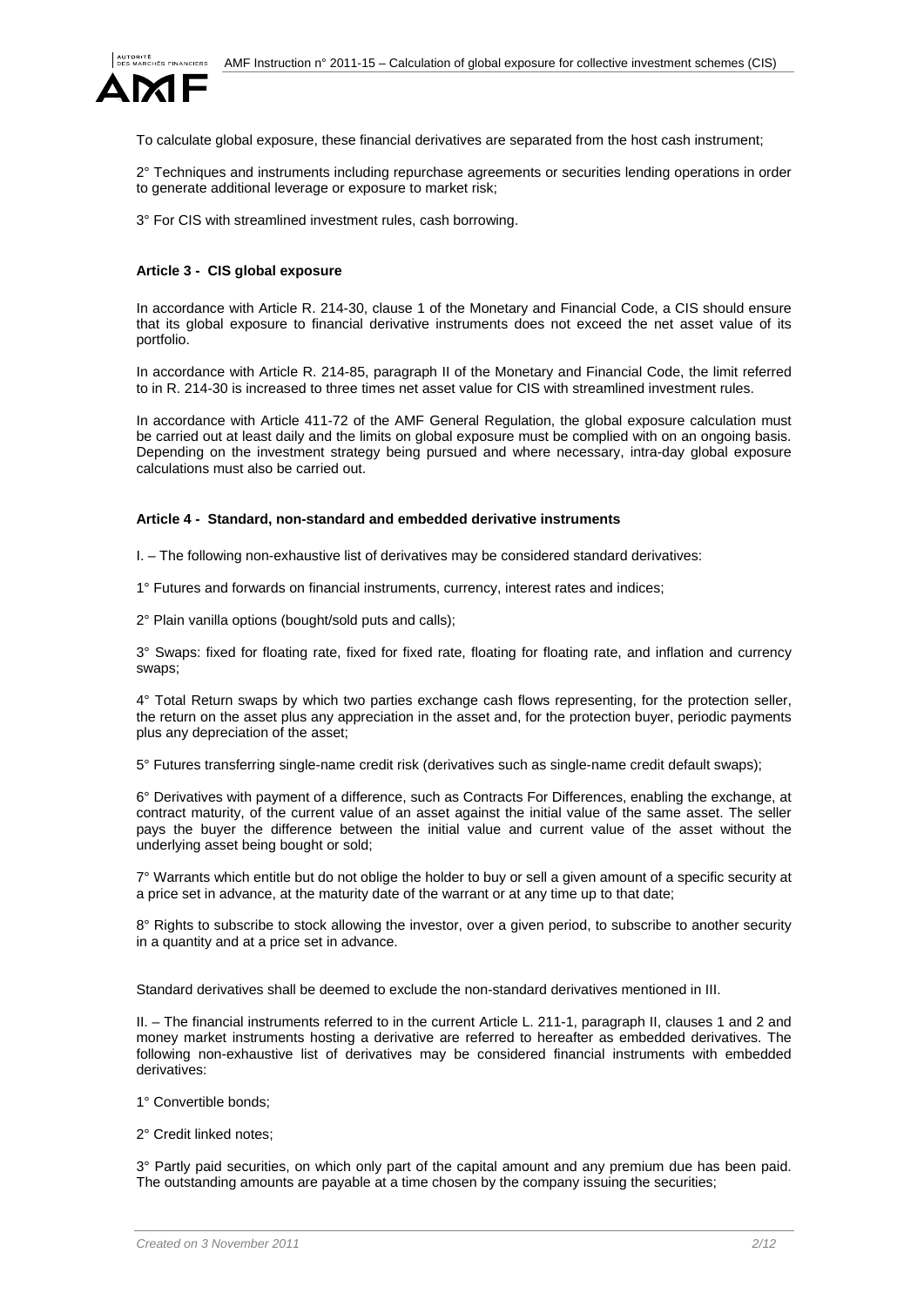To calculate global exposure, these financial derivatives are separated from the host cash instrument;

2° Techniques and instruments including repurchase agreements or securities lending operations in order to generate additional leverage or exposure to market risk;

3° For CIS with streamlined investment rules, cash borrowing.

#### Article 3 - CIS global exposure

In accordance with Article R. 214-30, clause 1 of the Monetary and Financial Code, a CIS should ensure that its global exposure to financial derivative instruments does not exceed the net asset value of its portfolio.

In accordance with Article R. 214-85, paragraph II of the Monetary and Financial Code, the limit referred to in R. 214-30 is increased to three times net asset value for CIS with streamlined investment rules.

In accordance with Article 411-72 of the AMF General Regulation, the global exposure calculation must be carried out at least daily and the limits on global exposure must be complied with on an ongoing basis. Depending on the investment strategy being pursued and where necessary, intra-day global exposure calculations must also be carried out.

#### Article 4 - Standard, non-standard and embedded derivative instruments

I. – The following non-exhaustive list of derivatives may be considered standard derivatives:

1° Futures and forwards on financial instruments, currency, interest rates and indices;

2° Plain vanilla options (bought/sold puts and calls);

3° Swaps: fixed for floating rate, fixed for fixed rate, floating for floating rate, and inflation and currency swaps;

4° Total Return swaps by which two parties exchange cash flows representing, for the protection seller, the return on the asset plus any appreciation in the asset and, for the protection buyer, periodic payments plus any depreciation of the asset;

5° Futures transferring single-name credit risk (derivatives such as single-name credit default swaps);

6° Derivatives with payment of a difference, such as Contracts For Differences, enabling the exchange, at contract maturity, of the current value of an asset against the initial value of the same asset. The seller pays the buyer the difference between the initial value and current value of the asset without the underlying asset being bought or sold;

7° Warrants which entitle but do not oblige the holder to buy or sell a given amount of a specific security at a price set in advance, at the maturity date of the warrant or at any time up to that date;

8° Rights to subscribe to stock allowing the investor, over a given period, to subscribe to another security in a quantity and at a price set in advance.

Standard derivatives shall be deemed to exclude the non-standard derivatives mentioned in III.

II. – The financial instruments referred to in the current Article L. 211-1, paragraph II, clauses 1 and 2 and money market instruments hosting a derivative are referred to hereafter as embedded derivatives. The following non-exhaustive list of derivatives may be considered financial instruments with embedded derivatives:

1° Convertible bonds;

2° Credit linked notes;

3° Partly paid securities, on which only part of the capital amount and any premium due has been paid. The outstanding amounts are payable at a time chosen by the company issuing the securities;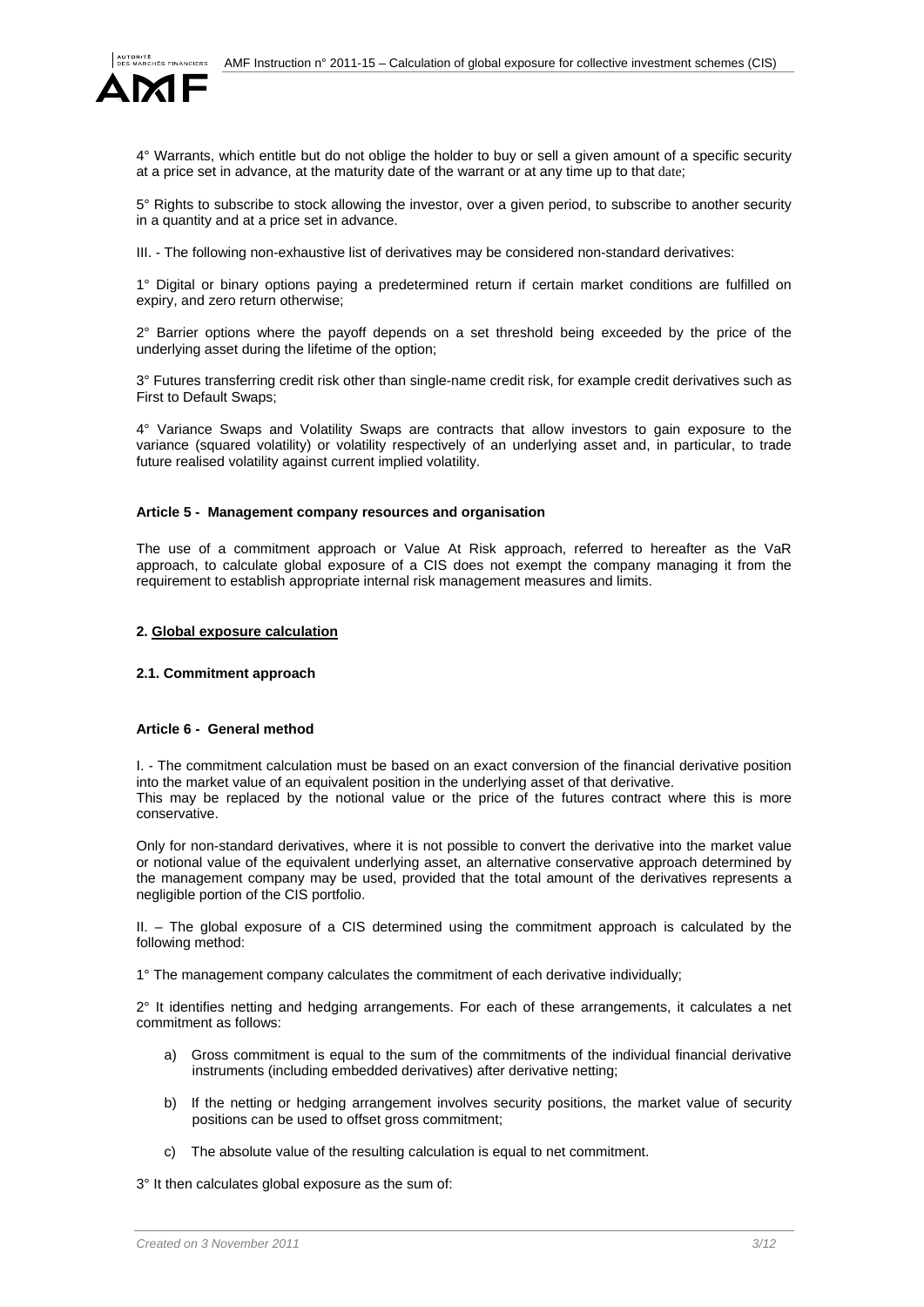4° Warrants, which entitle but do not oblige the holder to buy or sell a given amount of a specific security at a price set in advance, at the maturity date of the warrant or at any time up to that date;

5° Rights to subscribe to stock allowing the investor, over a given period, to subscribe to another security in a quantity and at a price set in advance.

III. - The following non-exhaustive list of derivatives may be considered non-standard derivatives:

1° Digital or binary options paying a predetermined return if certain market conditions are fulfilled on expiry, and zero return otherwise;

2° Barrier options where the payoff depends on a set threshold being exceeded by the price of the underlying asset during the lifetime of the option;

3° Futures transferring credit risk other than single-name credit risk, for example credit derivatives such as First to Default Swaps;

4° Variance Swaps and Volatility Swaps are contracts that allow investors to gain exposure to the variance (squared volatility) or volatility respectively of an underlying asset and, in particular, to trade future realised volatility against current implied volatility.

#### Article 5 - Management company resources and organisation

The use of a commitment approach or Value At Risk approach, referred to hereafter as the VaR approach, to calculate global exposure of a CIS does not exempt the company managing it from the requirement to establish appropriate internal risk management measures and limits.

## 2. Global exposure calculation

### 2.1. Commitment approach

#### Article 6 - General method

I. - The commitment calculation must be based on an exact conversion of the financial derivative position into the market value of an equivalent position in the underlying asset of that derivative.
This may be replaced by the notional value or the price of the futures contract where this is more conservative.

Only for non-standard derivatives, where it is not possible to convert the derivative into the market value or notional value of the equivalent underlying asset, an alternative conservative approach determined by the management company may be used, provided that the total amount of the derivatives represents a negligible portion of the CIS portfolio.

II. – The global exposure of a CIS determined using the commitment approach is calculated by the following method:

1° The management company calculates the commitment of each derivative individually;

2° It identifies netting and hedging arrangements. For each of these arrangements, it calculates a net commitment as follows:

a) Gross commitment is equal to the sum of the commitments of the individual financial derivative instruments (including embedded derivatives) after derivative netting;

b) If the netting or hedging arrangement involves security positions, the market value of security positions can be used to offset gross commitment;

c) The absolute value of the resulting calculation is equal to net commitment.

3° It then calculates global exposure as the sum of: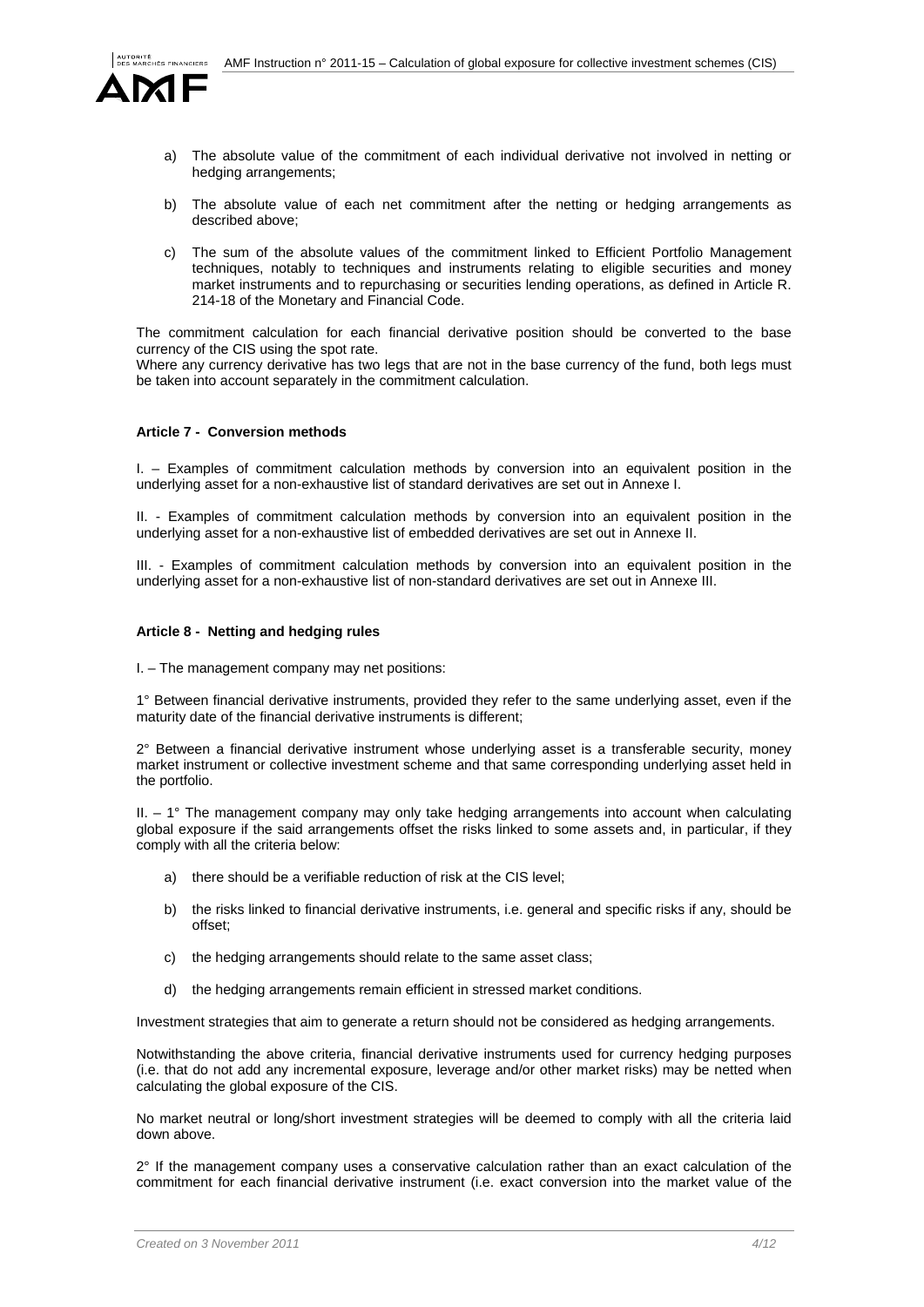a) The absolute value of the commitment of each individual derivative not involved in netting or hedging arrangements;

b) The absolute value of each net commitment after the netting or hedging arrangements as described above;

c) The sum of the absolute values of the commitment linked to Efficient Portfolio Management techniques, notably to techniques and instruments relating to eligible securities and money market instruments and to repurchasing or securities lending operations, as defined in Article R. 214-18 of the Monetary and Financial Code.

The commitment calculation for each financial derivative position should be converted to the base currency of the CIS using the spot rate.
Where any currency derivative has two legs that are not in the base currency of the fund, both legs must be taken into account separately in the commitment calculation.

#### Article 7 - Conversion methods

I. – Examples of commitment calculation methods by conversion into an equivalent position in the underlying asset for a non-exhaustive list of standard derivatives are set out in Annexe I.

II. - Examples of commitment calculation methods by conversion into an equivalent position in the underlying asset for a non-exhaustive list of embedded derivatives are set out in Annexe II.

III. - Examples of commitment calculation methods by conversion into an equivalent position in the underlying asset for a non-exhaustive list of non-standard derivatives are set out in Annexe III.

#### Article 8 - Netting and hedging rules

I. – The management company may net positions:

1° Between financial derivative instruments, provided they refer to the same underlying asset, even if the maturity date of the financial derivative instruments is different;

2° Between a financial derivative instrument whose underlying asset is a transferable security, money market instrument or collective investment scheme and that same corresponding underlying asset held in the portfolio.

II. – 1° The management company may only take hedging arrangements into account when calculating global exposure if the said arrangements offset the risks linked to some assets and, in particular, if they comply with all the criteria below:

a) there should be a verifiable reduction of risk at the CIS level;

b) the risks linked to financial derivative instruments, i.e. general and specific risks if any, should be offset;

c) the hedging arrangements should relate to the same asset class;

d) the hedging arrangements remain efficient in stressed market conditions.

Investment strategies that aim to generate a return should not be considered as hedging arrangements.

Notwithstanding the above criteria, financial derivative instruments used for currency hedging purposes (i.e. that do not add any incremental exposure, leverage and/or other market risks) may be netted when calculating the global exposure of the CIS.

No market neutral or long/short investment strategies will be deemed to comply with all the criteria laid down above.

2° If the management company uses a conservative calculation rather than an exact calculation of the commitment for each financial derivative instrument (i.e. exact conversion into the market value of the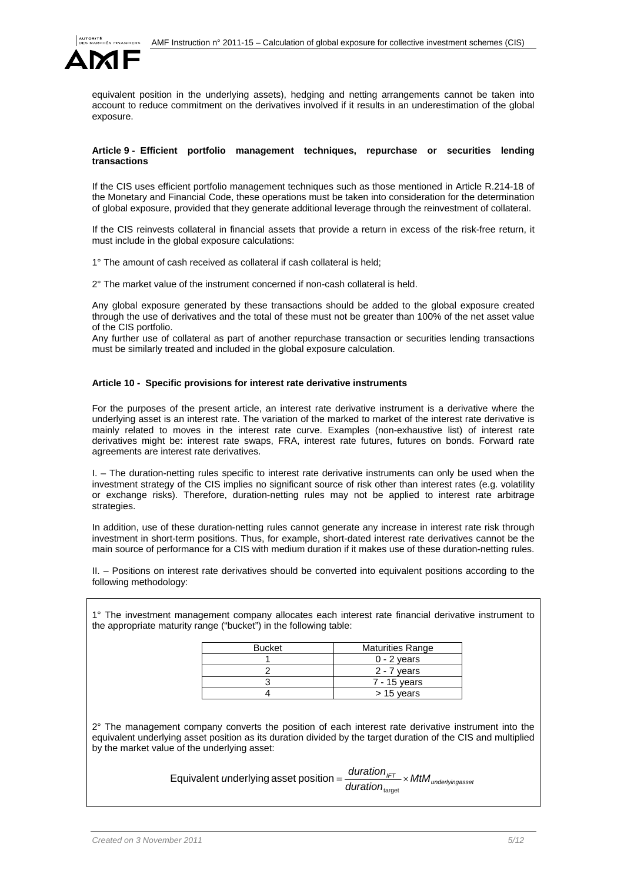equivalent position in the underlying assets), hedging and netting arrangements cannot be taken into account to reduce commitment on the derivatives involved if it results in an underestimation of the global exposure.

**Article 9 - Efficient portfolio management techniques, repurchase or securities lending transactions**

If the CIS uses efficient portfolio management techniques such as those mentioned in Article R.214-18 of the Monetary and Financial Code, these operations must be taken into consideration for the determination of global exposure, provided that they generate additional leverage through the reinvestment of collateral.

If the CIS reinvests collateral in financial assets that provide a return in excess of the risk-free return, it must include in the global exposure calculations:

1° The amount of cash received as collateral if cash collateral is held;

2° The market value of the instrument concerned if non-cash collateral is held.

Any global exposure generated by these transactions should be added to the global exposure created through the use of derivatives and the total of these must not be greater than 100% of the net asset value of the CIS portfolio.
Any further use of collateral as part of another repurchase transaction or securities lending transactions must be similarly treated and included in the global exposure calculation.

**Article 10 - Specific provisions for interest rate derivative instruments**

For the purposes of the present article, an interest rate derivative instrument is a derivative where the underlying asset is an interest rate. The variation of the marked to market of the interest rate derivative is mainly related to moves in the interest rate curve. Examples (non-exhaustive list) of interest rate derivatives might be: interest rate swaps, FRA, interest rate futures, futures on bonds. Forward rate agreements are interest rate derivatives.

I. – The duration-netting rules specific to interest rate derivative instruments can only be used when the investment strategy of the CIS implies no significant source of risk other than interest rates (e.g. volatility or exchange risks). Therefore, duration-netting rules may not be applied to interest rate arbitrage strategies.

In addition, use of these duration-netting rules cannot generate any increase in interest rate risk through investment in short-term positions. Thus, for example, short-dated interest rate derivatives cannot be the main source of performance for a CIS with medium duration if it makes use of these duration-netting rules.

II. – Positions on interest rate derivatives should be converted into equivalent positions according to the following methodology:

1° The investment management company allocates each interest rate financial derivative instrument to the appropriate maturity range ("bucket") in the following table:

| Bucket | Maturities Range |
|---|---|
| 1 | 0 - 2 years |
| 2 | 2 - 7 years |
| 3 | 7 - 15 years |
| 4 | > 15 years |

2° The management company converts the position of each interest rate derivative instrument into the equivalent underlying asset position as its duration divided by the target duration of the CIS and multiplied by the market value of the underlying asset:

$$\text{Equivalent underlying asset position} = \frac{duration_{IFT}}{duration_{\text{target}}} \times MtM_{underlyingasset}$$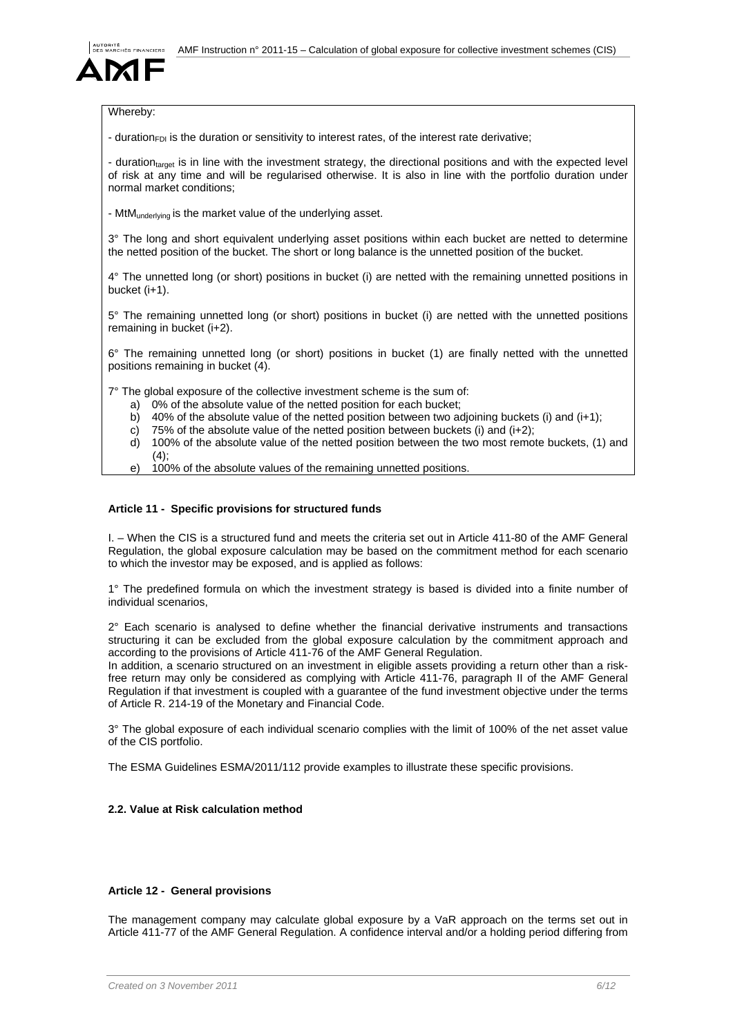Whereby:

- $duration_{FDI}$ is the duration or sensitivity to interest rates, of the interest rate derivative;

- $duration_{target}$ is in line with the investment strategy, the directional positions and with the expected level of risk at any time and will be regularised otherwise. It is also in line with the portfolio duration under normal market conditions;

- $MtM_{underlying}$ is the market value of the underlying asset.

3° The long and short equivalent underlying asset positions within each bucket are netted to determine the netted position of the bucket. The short or long balance is the unnetted position of the bucket.

4° The unnetted long (or short) positions in bucket (i) are netted with the remaining unnetted positions in bucket (i+1).

5° The remaining unnetted long (or short) positions in bucket (i) are netted with the unnetted positions remaining in bucket (i+2).

6° The remaining unnetted long (or short) positions in bucket (1) are finally netted with the unnetted positions remaining in bucket (4).

7° The global exposure of the collective investment scheme is the sum of:

a) 0% of the absolute value of the netted position for each bucket;
b) 40% of the absolute value of the netted position between two adjoining buckets (i) and (i+1);
c) 75% of the absolute value of the netted position between buckets (i) and (i+2);
d) 100% of the absolute value of the netted position between the two most remote buckets, (1) and (4);
e) 100% of the absolute values of the remaining unnetted positions.

#### Article 11 - Specific provisions for structured funds

I. – When the CIS is a structured fund and meets the criteria set out in Article 411-80 of the AMF General Regulation, the global exposure calculation may be based on the commitment method for each scenario to which the investor may be exposed, and is applied as follows:

1° The predefined formula on which the investment strategy is based is divided into a finite number of individual scenarios,

2° Each scenario is analysed to define whether the financial derivative instruments and transactions structuring it can be excluded from the global exposure calculation by the commitment approach and according to the provisions of Article 411-76 of the AMF General Regulation.
In addition, a scenario structured on an investment in eligible assets providing a return other than a risk-free return may only be considered as complying with Article 411-76, paragraph II of the AMF General Regulation if that investment is coupled with a guarantee of the fund investment objective under the terms of Article R. 214-19 of the Monetary and Financial Code.

3° The global exposure of each individual scenario complies with the limit of 100% of the net asset value of the CIS portfolio.

The ESMA Guidelines ESMA/2011/112 provide examples to illustrate these specific provisions.

### 2.2. Value at Risk calculation method

#### Article 12 - General provisions

The management company may calculate global exposure by a VaR approach on the terms set out in Article 411-77 of the AMF General Regulation. A confidence interval and/or a holding period differing from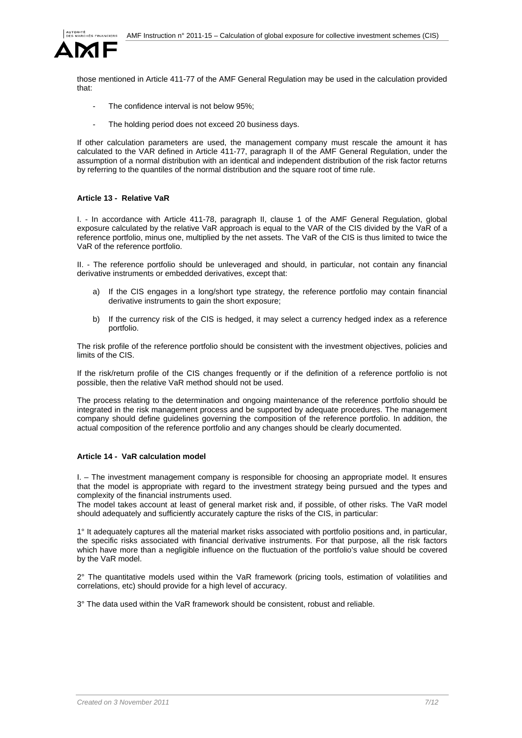those mentioned in Article 411-77 of the AMF General Regulation may be used in the calculation provided that:

- The confidence interval is not below 95%;
- The holding period does not exceed 20 business days.

If other calculation parameters are used, the management company must rescale the amount it has calculated to the VAR defined in Article 411-77, paragraph II of the AMF General Regulation, under the assumption of a normal distribution with an identical and independent distribution of the risk factor returns by referring to the quantiles of the normal distribution and the square root of time rule.

**Article 13 - Relative VaR**

I. - In accordance with Article 411-78, paragraph II, clause 1 of the AMF General Regulation, global exposure calculated by the relative VaR approach is equal to the VAR of the CIS divided by the VaR of a reference portfolio, minus one, multiplied by the net assets. The VaR of the CIS is thus limited to twice the VaR of the reference portfolio.

II. - The reference portfolio should be unleveraged and should, in particular, not contain any financial derivative instruments or embedded derivatives, except that:

a) If the CIS engages in a long/short type strategy, the reference portfolio may contain financial derivative instruments to gain the short exposure;

b) If the currency risk of the CIS is hedged, it may select a currency hedged index as a reference portfolio.

The risk profile of the reference portfolio should be consistent with the investment objectives, policies and limits of the CIS.

If the risk/return profile of the CIS changes frequently or if the definition of a reference portfolio is not possible, then the relative VaR method should not be used.

The process relating to the determination and ongoing maintenance of the reference portfolio should be integrated in the risk management process and be supported by adequate procedures. The management company should define guidelines governing the composition of the reference portfolio. In addition, the actual composition of the reference portfolio and any changes should be clearly documented.

**Article 14 - VaR calculation model**

I. – The investment management company is responsible for choosing an appropriate model. It ensures that the model is appropriate with regard to the investment strategy being pursued and the types and complexity of the financial instruments used.
The model takes account at least of general market risk and, if possible, of other risks. The VaR model should adequately and sufficiently accurately capture the risks of the CIS, in particular:

1° It adequately captures all the material market risks associated with portfolio positions and, in particular, the specific risks associated with financial derivative instruments. For that purpose, all the risk factors which have more than a negligible influence on the fluctuation of the portfolio's value should be covered by the VaR model.

2° The quantitative models used within the VaR framework (pricing tools, estimation of volatilities and correlations, etc) should provide for a high level of accuracy.

3° The data used within the VaR framework should be consistent, robust and reliable.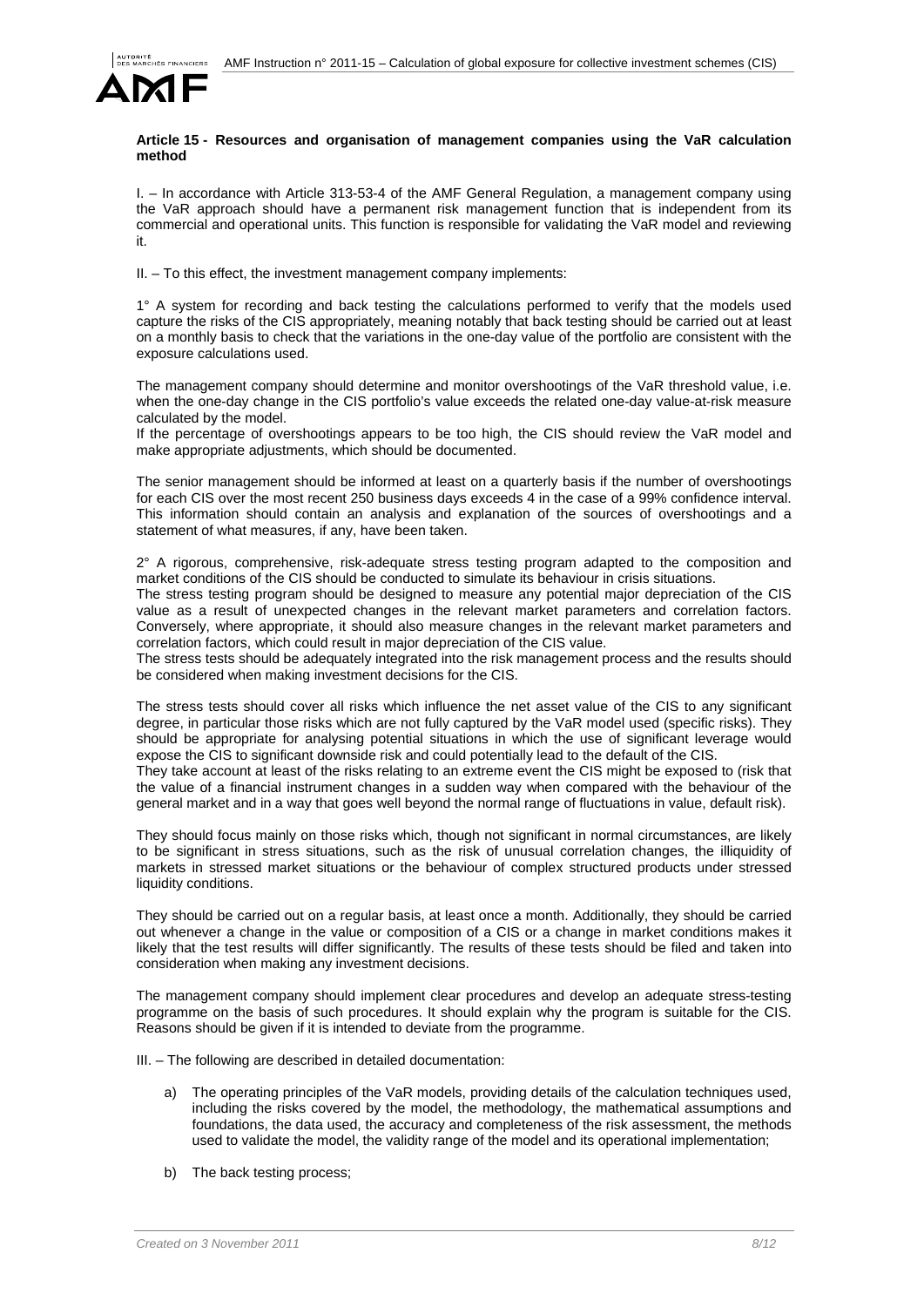**Article 15 - Resources and organisation of management companies using the VaR calculation method**

I. – In accordance with Article 313-53-4 of the AMF General Regulation, a management company using the VaR approach should have a permanent risk management function that is independent from its commercial and operational units. This function is responsible for validating the VaR model and reviewing it.

II. – To this effect, the investment management company implements:

1° A system for recording and back testing the calculations performed to verify that the models used capture the risks of the CIS appropriately, meaning notably that back testing should be carried out at least on a monthly basis to check that the variations in the one-day value of the portfolio are consistent with the exposure calculations used.

The management company should determine and monitor overshootings of the VaR threshold value, i.e. when the one-day change in the CIS portfolio's value exceeds the related one-day value-at-risk measure calculated by the model.
If the percentage of overshootings appears to be too high, the CIS should review the VaR model and make appropriate adjustments, which should be documented.

The senior management should be informed at least on a quarterly basis if the number of overshootings for each CIS over the most recent 250 business days exceeds 4 in the case of a 99% confidence interval. This information should contain an analysis and explanation of the sources of overshootings and a statement of what measures, if any, have been taken.

2° A rigorous, comprehensive, risk-adequate stress testing program adapted to the composition and market conditions of the CIS should be conducted to simulate its behaviour in crisis situations.
The stress testing program should be designed to measure any potential major depreciation of the CIS value as a result of unexpected changes in the relevant market parameters and correlation factors. Conversely, where appropriate, it should also measure changes in the relevant market parameters and correlation factors, which could result in major depreciation of the CIS value.
The stress tests should be adequately integrated into the risk management process and the results should be considered when making investment decisions for the CIS.

The stress tests should cover all risks which influence the net asset value of the CIS to any significant degree, in particular those risks which are not fully captured by the VaR model used (specific risks). They should be appropriate for analysing potential situations in which the use of significant leverage would expose the CIS to significant downside risk and could potentially lead to the default of the CIS.
They take account at least of the risks relating to an extreme event the CIS might be exposed to (risk that the value of a financial instrument changes in a sudden way when compared with the behaviour of the general market and in a way that goes well beyond the normal range of fluctuations in value, default risk).

They should focus mainly on those risks which, though not significant in normal circumstances, are likely to be significant in stress situations, such as the risk of unusual correlation changes, the illiquidity of markets in stressed market situations or the behaviour of complex structured products under stressed liquidity conditions.

They should be carried out on a regular basis, at least once a month. Additionally, they should be carried out whenever a change in the value or composition of a CIS or a change in market conditions makes it likely that the test results will differ significantly. The results of these tests should be filed and taken into consideration when making any investment decisions.

The management company should implement clear procedures and develop an adequate stress-testing programme on the basis of such procedures. It should explain why the program is suitable for the CIS. Reasons should be given if it is intended to deviate from the programme.

III. – The following are described in detailed documentation:

a) The operating principles of the VaR models, providing details of the calculation techniques used, including the risks covered by the model, the methodology, the mathematical assumptions and foundations, the data used, the accuracy and completeness of the risk assessment, the methods used to validate the model, the validity range of the model and its operational implementation;

b) The back testing process;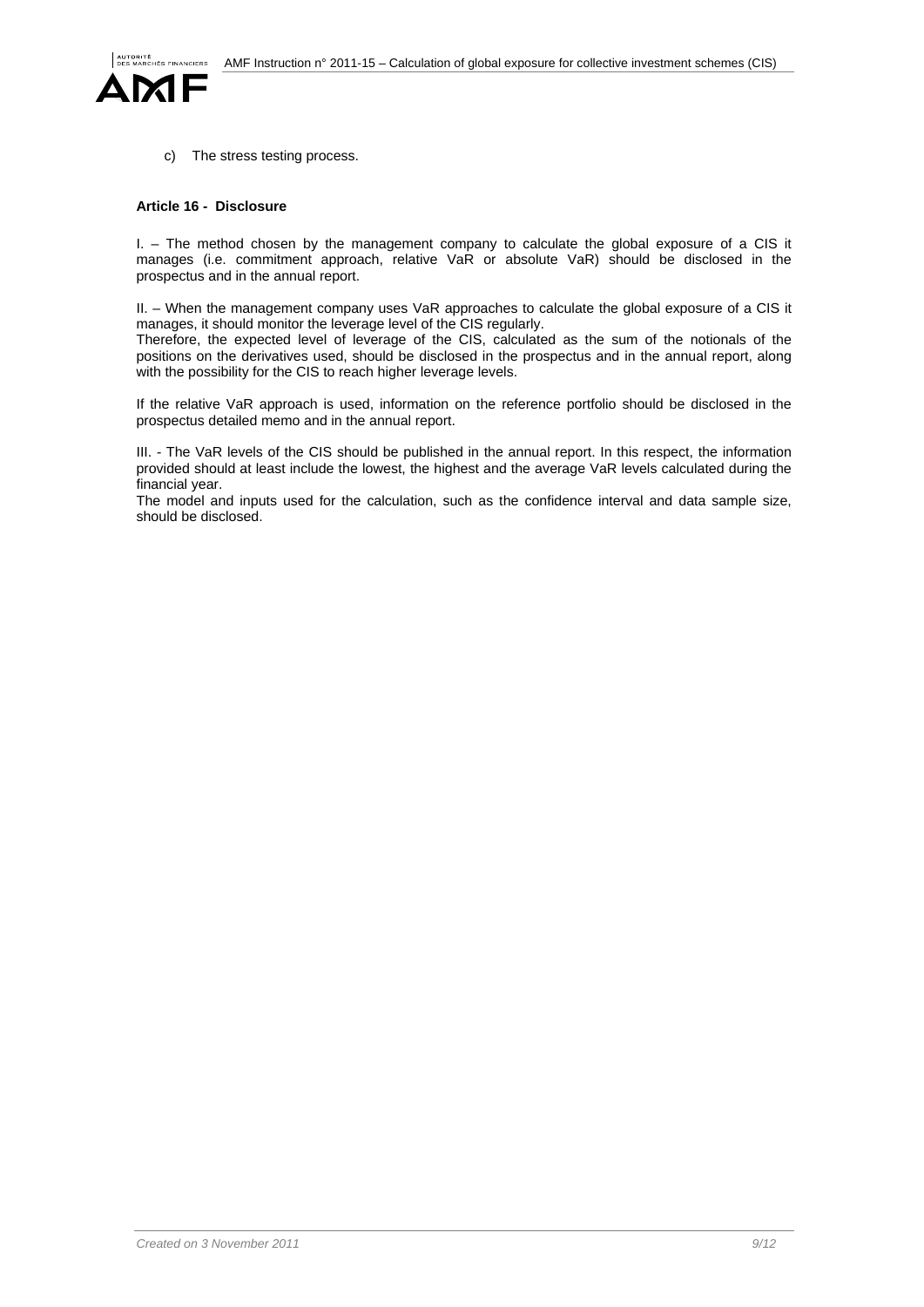c) The stress testing process.

**Article 16 - Disclosure**

I. – The method chosen by the management company to calculate the global exposure of a CIS it manages (i.e. commitment approach, relative VaR or absolute VaR) should be disclosed in the prospectus and in the annual report.

II. – When the management company uses VaR approaches to calculate the global exposure of a CIS it manages, it should monitor the leverage level of the CIS regularly.
Therefore, the expected level of leverage of the CIS, calculated as the sum of the notionals of the positions on the derivatives used, should be disclosed in the prospectus and in the annual report, along with the possibility for the CIS to reach higher leverage levels.

If the relative VaR approach is used, information on the reference portfolio should be disclosed in the prospectus detailed memo and in the annual report.

III. - The VaR levels of the CIS should be published in the annual report. In this respect, the information provided should at least include the lowest, the highest and the average VaR levels calculated during the financial year.
The model and inputs used for the calculation, such as the confidence interval and data sample size, should be disclosed.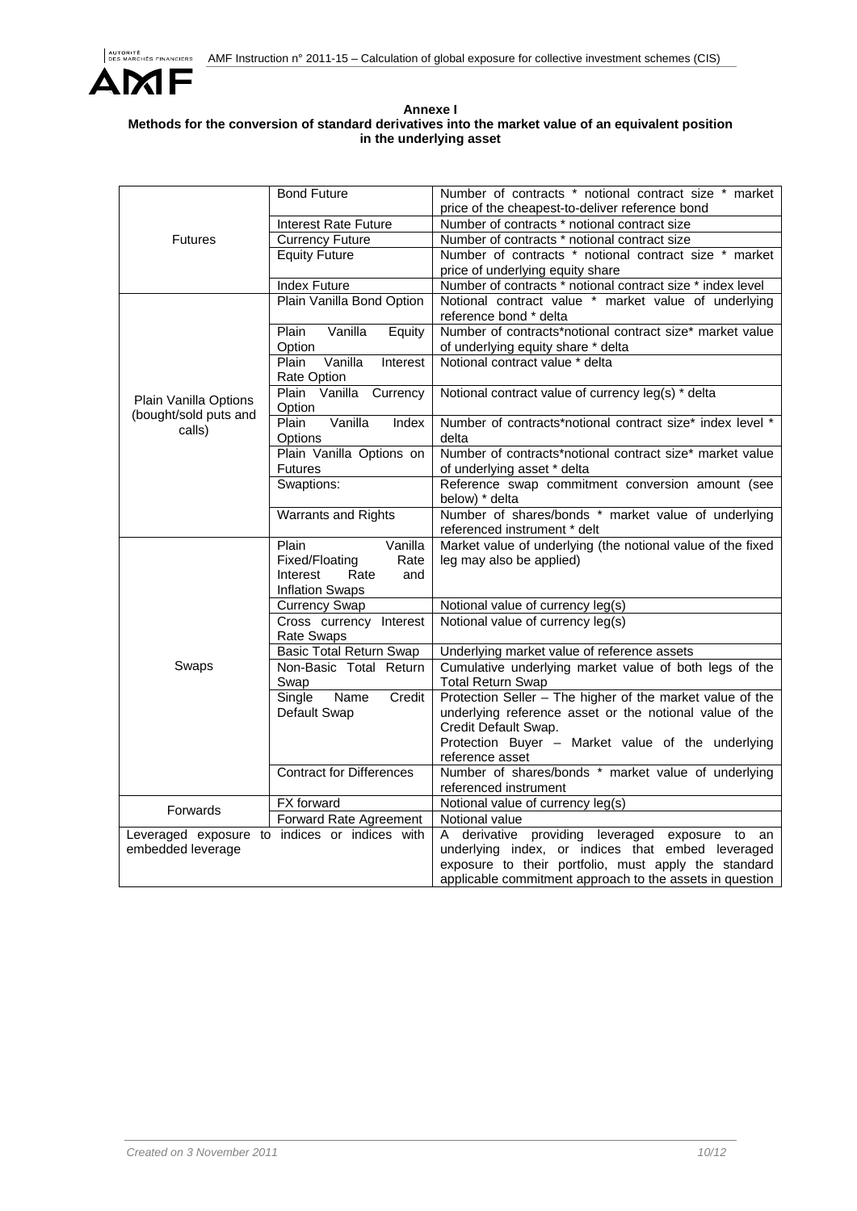**Annexe I**
**Methods for the conversion of standard derivatives into the market value of an equivalent position in the underlying asset**

| | | |
|---|---|---|
| Futures | Bond Future | Number of contracts * notional contract size * market price of the cheapest-to-deliver reference bond |
| | Interest Rate Future | Number of contracts * notional contract size |
| | Currency Future | Number of contracts * notional contract size |
| | Equity Future | Number of contracts * notional contract size * market price of underlying equity share |
| | Index Future | Number of contracts * notional contract size * index level |
| Plain Vanilla Options (bought/sold puts and calls) | Plain Vanilla Bond Option | Notional contract value * market value of underlying reference bond * delta |
| | Plain Vanilla Equity Option | Number of contracts*notional contract size* market value of underlying equity share * delta |
| | Plain Vanilla Interest Rate Option | Notional contract value * delta |
| | Plain Vanilla Currency Option | Notional contract value of currency leg(s) * delta |
| | Plain Vanilla Index Options | Number of contracts*notional contract size* index level * delta |
| | Plain Vanilla Options on Futures | Number of contracts*notional contract size* market value of underlying asset * delta |
| | Swaptions: | Reference swap commitment conversion amount (see below) * delta |
| | Warrants and Rights | Number of shares/bonds * market value of underlying referenced instrument * delt |
| Swaps | Plain Vanilla Fixed/Floating Rate Interest Rate and Inflation Swaps | Market value of underlying (the notional value of the fixed leg may also be applied) |
| | Currency Swap | Notional value of currency leg(s) |
| | Cross currency Interest Rate Swaps | Notional value of currency leg(s) |
| | Basic Total Return Swap | Underlying market value of reference assets |
| | Non-Basic Total Return Swap | Cumulative underlying market value of both legs of the Total Return Swap |
| | Single Name Credit Default Swap | Protection Seller – The higher of the market value of the underlying reference asset or the notional value of the Credit Default Swap.<br>Protection Buyer – Market value of the underlying reference asset |
| | Contract for Differences | Number of shares/bonds * market value of underlying referenced instrument |
| Forwards | FX forward | Notional value of currency leg(s) |
| | Forward Rate Agreement | Notional value |
| Leveraged exposure to indices or indices with embedded leverage | | A derivative providing leveraged exposure to an underlying index, or indices that embed leveraged exposure to their portfolio, must apply the standard applicable commitment approach to the assets in question |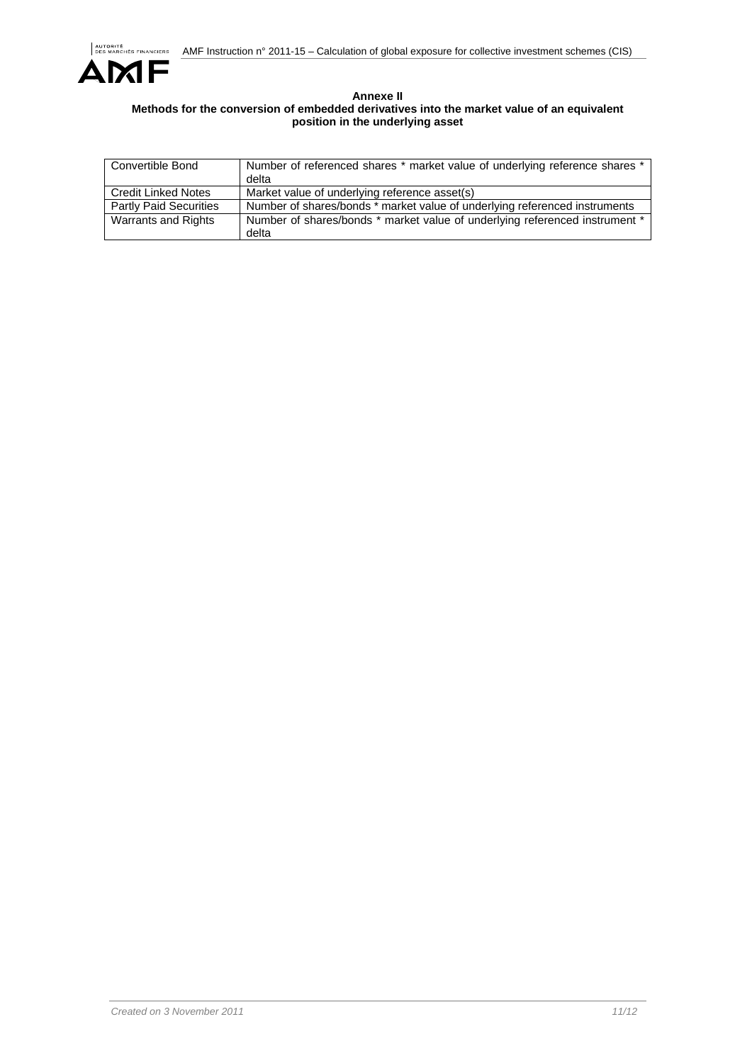**Annexe II**

**Methods for the conversion of embedded derivatives into the market value of an equivalent position in the underlying asset**

| | |
|---|---|
| Convertible Bond | Number of referenced shares * market value of underlying reference shares * delta |
| Credit Linked Notes | Market value of underlying reference asset(s) |
| Partly Paid Securities | Number of shares/bonds * market value of underlying referenced instruments |
| Warrants and Rights | Number of shares/bonds * market value of underlying referenced instrument * delta |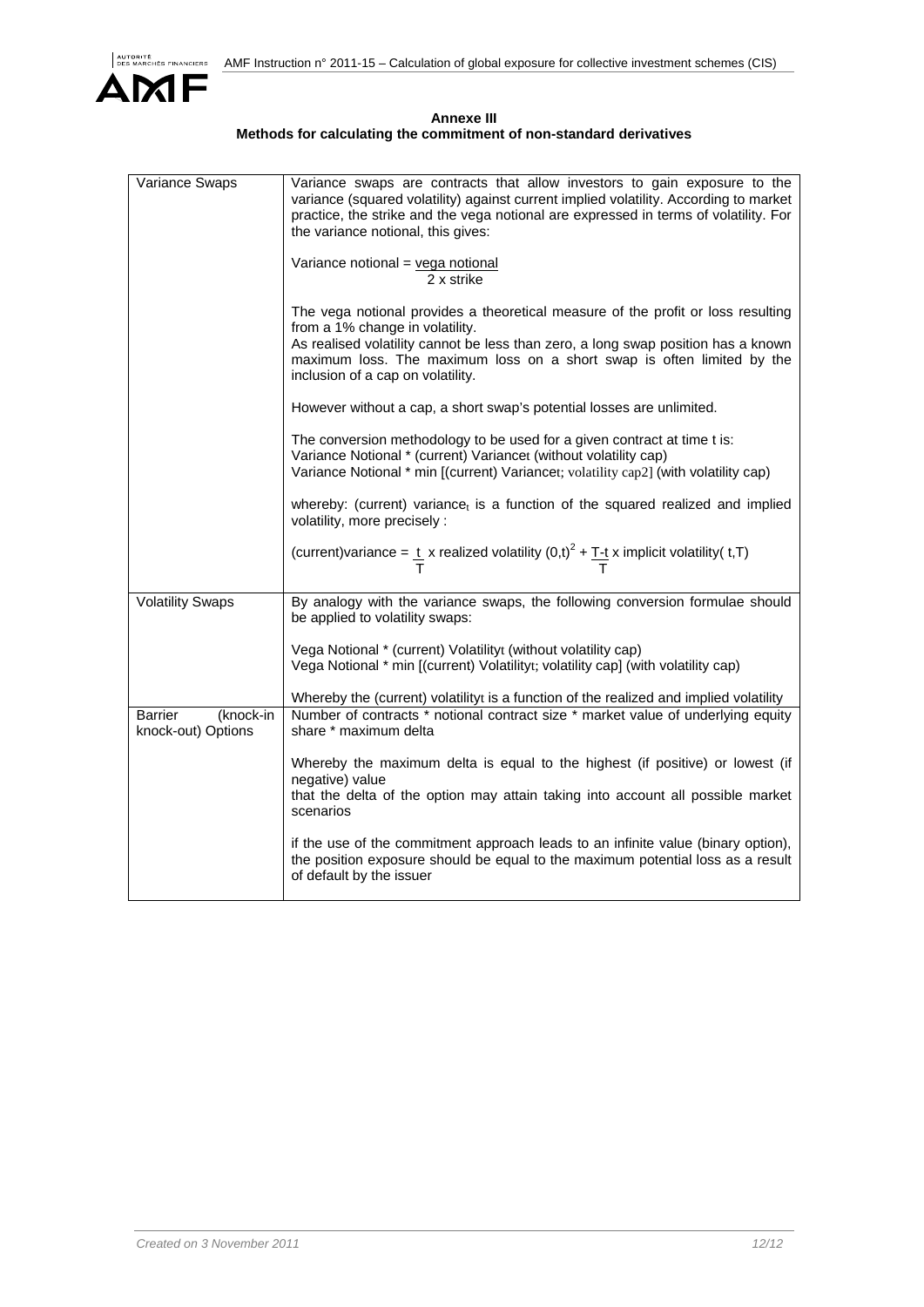**Annexe III**
**Methods for calculating the commitment of non-standard derivatives**

| | |
|---|---|
| Variance Swaps | Variance swaps are contracts that allow investors to gain exposure to the variance (squared volatility) against current implied volatility. According to market practice, the strike and the vega notional are expressed in terms of volatility. For the variance notional, this gives:<br><br>$\text{Variance notional} = \frac{\text{vega notional}}{2 \times \text{strike}}$<br><br>The vega notional provides a theoretical measure of the profit or loss resulting from a 1% change in volatility.<br>As realised volatility cannot be less than zero, a long swap position has a known maximum loss. The maximum loss on a short swap is often limited by the inclusion of a cap on volatility.<br><br>However without a cap, a short swap's potential losses are unlimited.<br><br>The conversion methodology to be used for a given contract at time t is:<br>Variance Notional * (current) $\text{Variance}_t$ (without volatility cap)<br>Variance Notional * min [(current) $\text{Variance}_t$; volatility cap2] (with volatility cap)<br><br>whereby: (current) $\text{variance}_t$ is a function of the squared realized and implied volatility, more precisely :<br><br>$\text{(current)variance} = \frac{t}{T} \times \text{realized volatility } (0,t)^2 + \frac{T-t}{T} \times \text{implicit volatility}(t,T)$ |
| Volatility Swaps | By analogy with the variance swaps, the following conversion formulae should be applied to volatility swaps:<br><br>Vega Notional * (current) $\text{Volatility}_t$ (without volatility cap)<br>Vega Notional * min [(current) $\text{Volatility}_t$; volatility cap] (with volatility cap)<br><br>Whereby the (current) $\text{volatility}_t$ is a function of the realized and implied volatility |
| Barrier (knock-in knock-out) Options | Number of contracts * notional contract size * market value of underlying equity share * maximum delta<br><br>Whereby the maximum delta is equal to the highest (if positive) or lowest (if negative) value<br>that the delta of the option may attain taking into account all possible market scenarios<br><br>if the use of the commitment approach leads to an infinite value (binary option), the position exposure should be equal to the maximum potential loss as a result of default by the issuer |